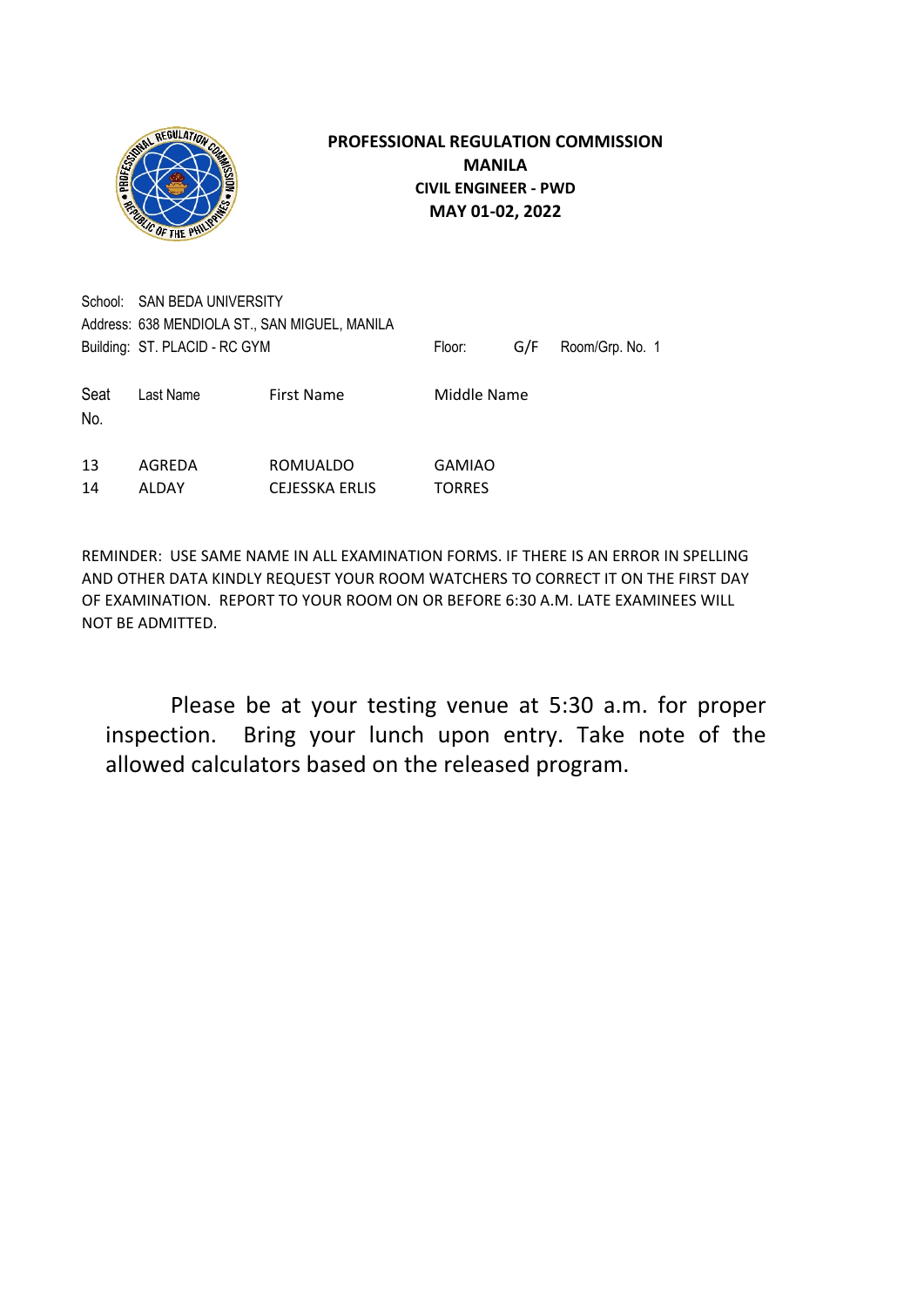**PROFESSIONAL REGULATION COMMISSION**
**MANILA**
**CIVIL ENGINEER - PWD**
**MAY 01-02, 2022**

School: SAN BEDA UNIVERSITY
Address: 638 MENDIOLA ST., SAN MIGUEL, MANILA
Building: ST. PLACID - RC GYM    Floor: G/F    Room/Grp. No. 1

| Seat No. | Last Name | First Name | Middle Name |
| --- | --- | --- | --- |
| 13 | AGREDA | ROMUALDO | GAMIAO |
| 14 | ALDAY | CEJESSKA ERLIS | TORRES |

REMINDER: USE SAME NAME IN ALL EXAMINATION FORMS. IF THERE IS AN ERROR IN SPELLING AND OTHER DATA KINDLY REQUEST YOUR ROOM WATCHERS TO CORRECT IT ON THE FIRST DAY OF EXAMINATION. REPORT TO YOUR ROOM ON OR BEFORE 6:30 A.M. LATE EXAMINEES WILL NOT BE ADMITTED.

Please be at your testing venue at 5:30 a.m. for proper inspection. Bring your lunch upon entry. Take note of the allowed calculators based on the released program.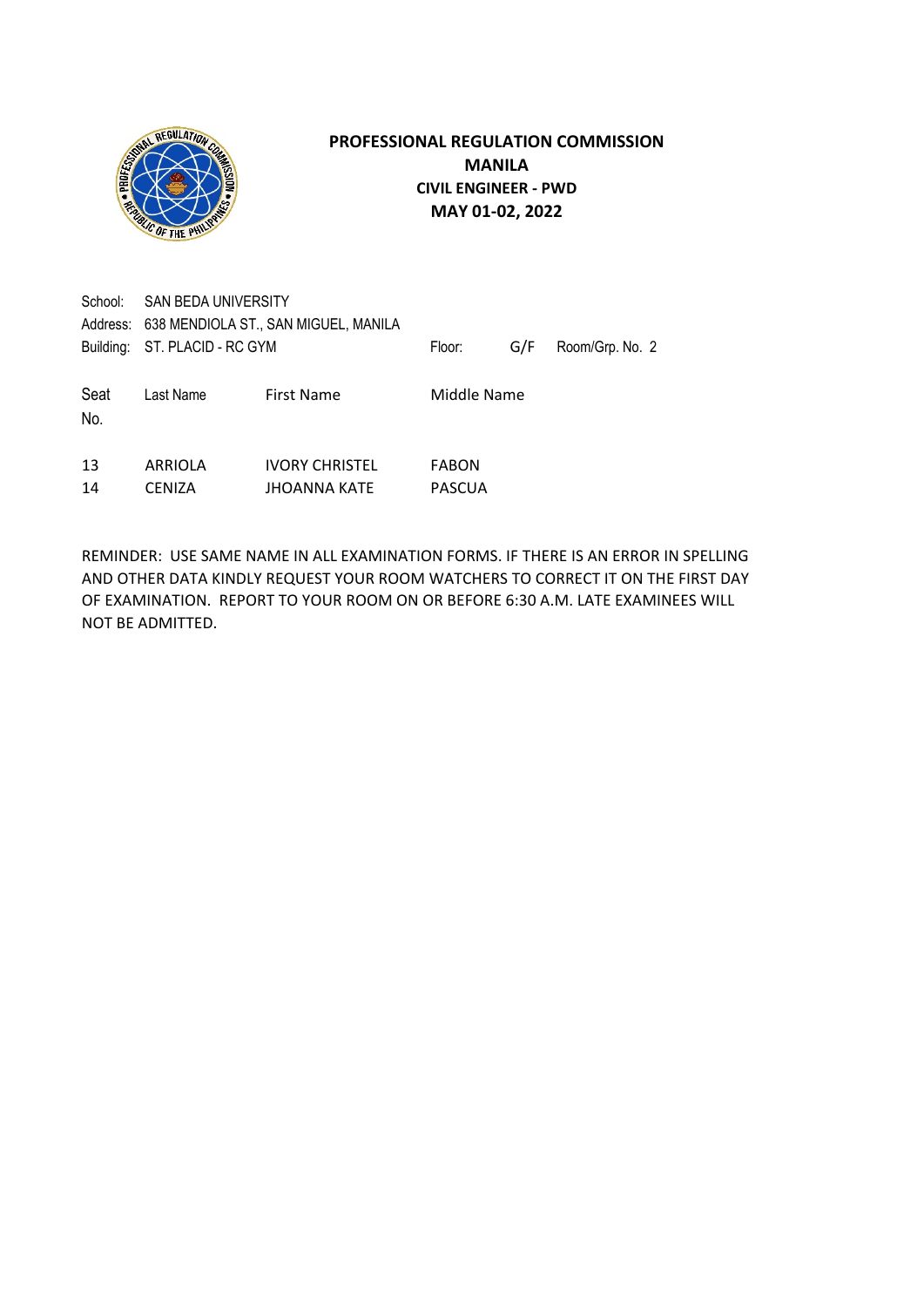# PROFESSIONAL REGULATION COMMISSION
## MANILA
### CIVIL ENGINEER - PWD
### MAY 01-02, 2022

School: SAN BEDA UNIVERSITY
Address: 638 MENDIOLA ST., SAN MIGUEL, MANILA
Building: ST. PLACID - RC GYM  Floor: G/F  Room/Grp. No. 2

| Seat No. | Last Name | First Name | Middle Name |
|---|---|---|---|
| 13 | ARRIOLA | IVORY CHRISTEL | FABON |
| 14 | CENIZA | JHOANNA KATE | PASCUA |

REMINDER: USE SAME NAME IN ALL EXAMINATION FORMS. IF THERE IS AN ERROR IN SPELLING AND OTHER DATA KINDLY REQUEST YOUR ROOM WATCHERS TO CORRECT IT ON THE FIRST DAY OF EXAMINATION. REPORT TO YOUR ROOM ON OR BEFORE 6:30 A.M. LATE EXAMINEES WILL NOT BE ADMITTED.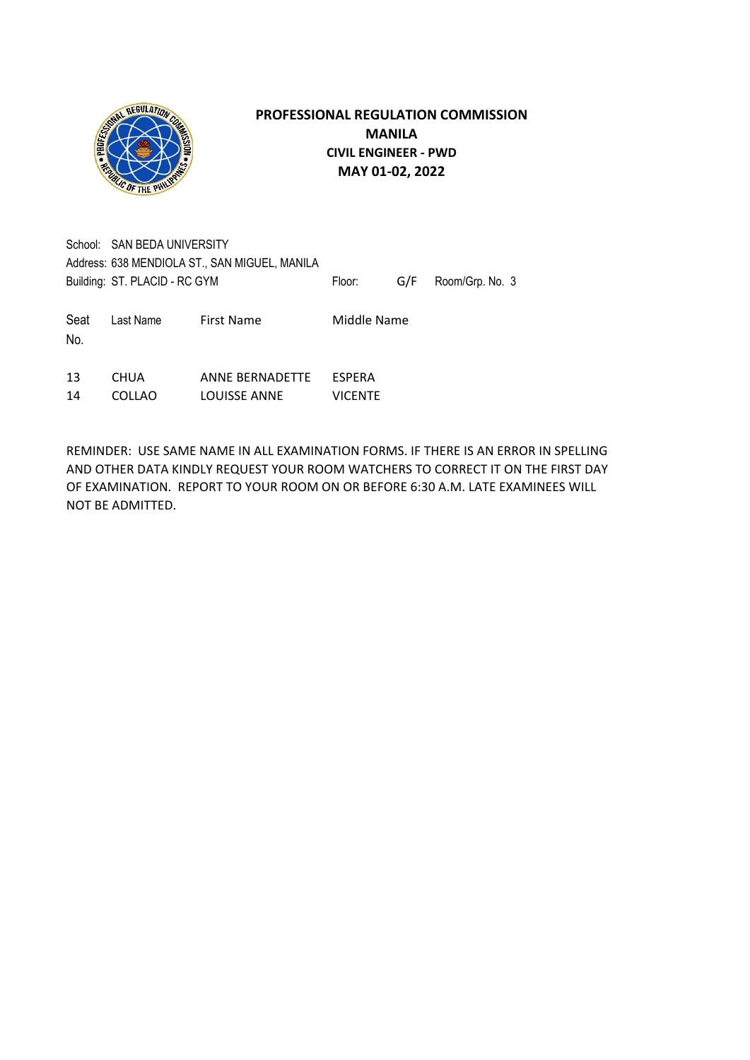# PROFESSIONAL REGULATION COMMISSION
## MANILA
### CIVIL ENGINEER - PWD
### MAY 01-02, 2022

School: SAN BEDA UNIVERSITY
Address: 638 MENDIOLA ST., SAN MIGUEL, MANILA
Building: ST. PLACID - RC GYM  Floor: G/F  Room/Grp. No. 3

| Seat No. | Last Name | First Name | Middle Name |
|---|---|---|---|
| 13 | CHUA | ANNE BERNADETTE | ESPERA |
| 14 | COLLAO | LOUISSE ANNE | VICENTE |

REMINDER: USE SAME NAME IN ALL EXAMINATION FORMS. IF THERE IS AN ERROR IN SPELLING AND OTHER DATA KINDLY REQUEST YOUR ROOM WATCHERS TO CORRECT IT ON THE FIRST DAY OF EXAMINATION. REPORT TO YOUR ROOM ON OR BEFORE 6:30 A.M. LATE EXAMINEES WILL NOT BE ADMITTED.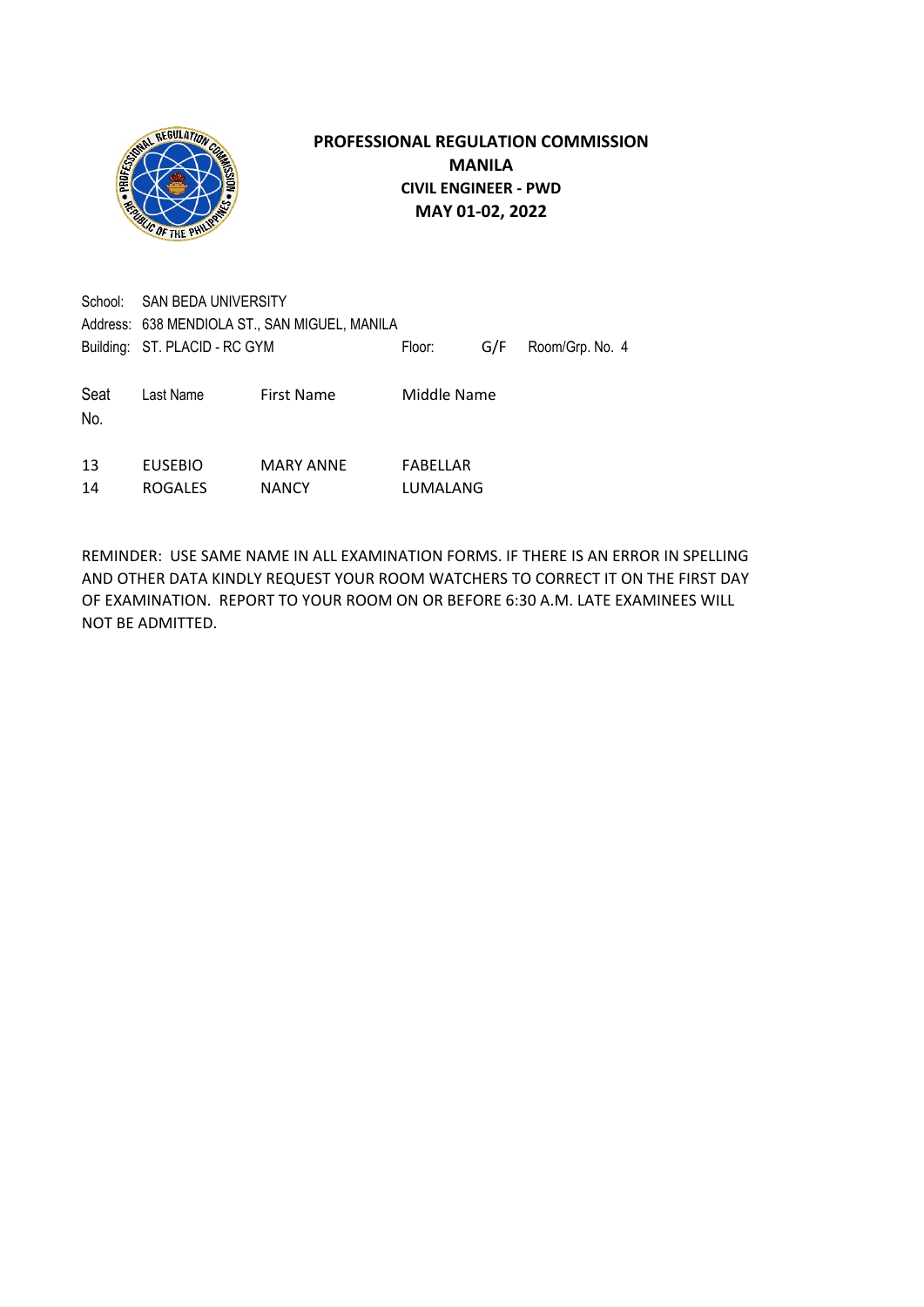**PROFESSIONAL REGULATION COMMISSION**
**MANILA**
**CIVIL ENGINEER - PWD**
**MAY 01-02, 2022**

School: SAN BEDA UNIVERSITY
Address: 638 MENDIOLA ST., SAN MIGUEL, MANILA
Building: ST. PLACID - RC GYM Floor: G/F Room/Grp. No. 4

| Seat No. | Last Name | First Name | Middle Name |
|---|---|---|---|
| 13 | EUSEBIO | MARY ANNE | FABELLAR |
| 14 | ROGALES | NANCY | LUMALANG |

REMINDER: USE SAME NAME IN ALL EXAMINATION FORMS. IF THERE IS AN ERROR IN SPELLING AND OTHER DATA KINDLY REQUEST YOUR ROOM WATCHERS TO CORRECT IT ON THE FIRST DAY OF EXAMINATION. REPORT TO YOUR ROOM ON OR BEFORE 6:30 A.M. LATE EXAMINEES WILL NOT BE ADMITTED.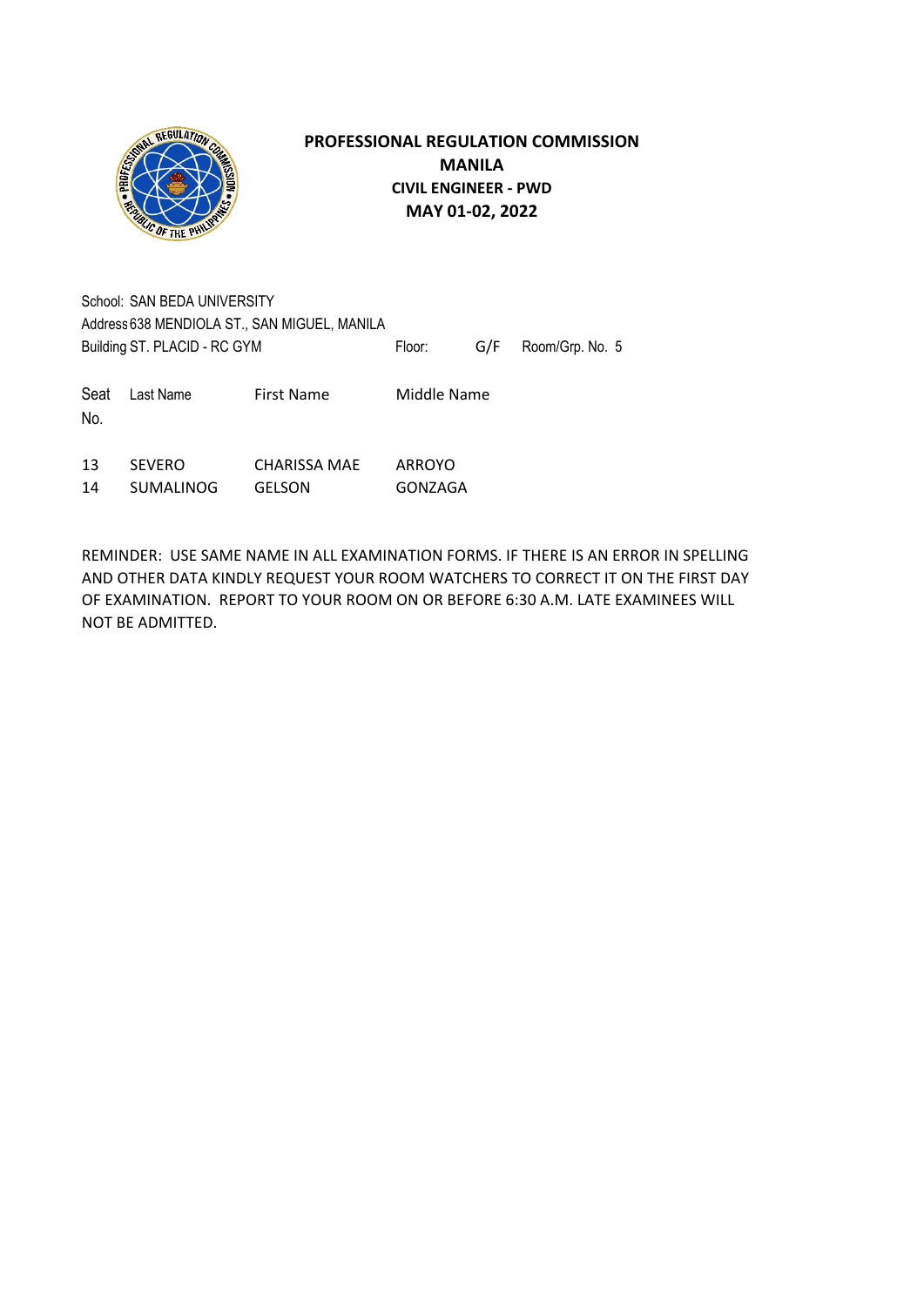# PROFESSIONAL REGULATION COMMISSION
## MANILA
### CIVIL ENGINEER - PWD
### MAY 01-02, 2022

School: SAN BEDA UNIVERSITY
Address 638 MENDIOLA ST., SAN MIGUEL, MANILA
Building ST. PLACID - RC GYM Floor: G/F Room/Grp. No. 5

| Seat No. | Last Name | First Name | Middle Name |
|---|---|---|---|
| 13 | SEVERO | CHARISSA MAE | ARROYO |
| 14 | SUMALINOG | GELSON | GONZAGA |

REMINDER: USE SAME NAME IN ALL EXAMINATION FORMS. IF THERE IS AN ERROR IN SPELLING AND OTHER DATA KINDLY REQUEST YOUR ROOM WATCHERS TO CORRECT IT ON THE FIRST DAY OF EXAMINATION. REPORT TO YOUR ROOM ON OR BEFORE 6:30 A.M. LATE EXAMINEES WILL NOT BE ADMITTED.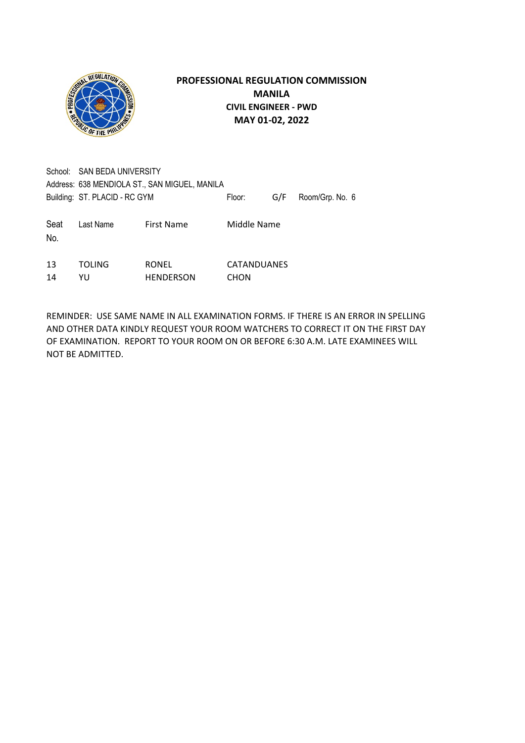# PROFESSIONAL REGULATION COMMISSION

## MANILA

### CIVIL ENGINEER - PWD

### MAY 01-02, 2022

School: SAN BEDA UNIVERSITY
Address: 638 MENDIOLA ST., SAN MIGUEL, MANILA
Building: ST. PLACID - RC GYM  Floor: G/F  Room/Grp. No. 6

| Seat No. | Last Name | First Name | Middle Name |
|---|---|---|---|
| 13 | TOLING | RONEL | CATANDUANES |
| 14 | YU | HENDERSON | CHON |

REMINDER: USE SAME NAME IN ALL EXAMINATION FORMS. IF THERE IS AN ERROR IN SPELLING AND OTHER DATA KINDLY REQUEST YOUR ROOM WATCHERS TO CORRECT IT ON THE FIRST DAY OF EXAMINATION. REPORT TO YOUR ROOM ON OR BEFORE 6:30 A.M. LATE EXAMINEES WILL NOT BE ADMITTED.